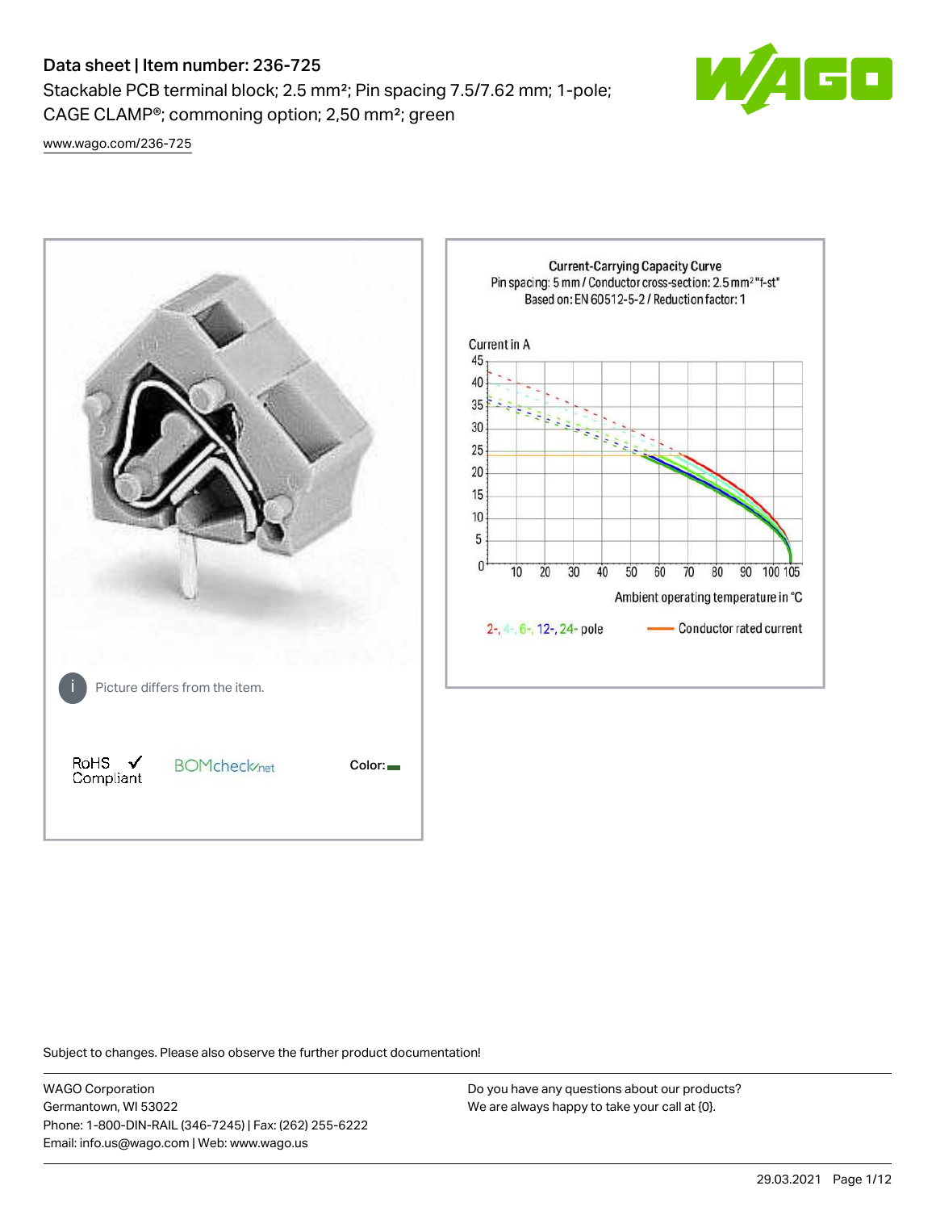# Data sheet | Item number: 236-725

Stackable PCB terminal block; 2.5 mm²; Pin spacing 7.5/7.62 mm; 1-pole; CAGE CLAMP®; commoning option; 2,50 mm²; green

www.wago.com/236-725

Picture differs from the item.

RoHS Compliant ✓

BOMcheck.net

Color:

Current-Carrying Capacity Curve
Pin spacing: 5 mm / Conductor cross-section: 2.5 mm² "f-st"
Based on: EN 60512-5-2 / Reduction factor: 1

Current in A

Ambient operating temperature in °C

2-, 4-, 6-, 12-, 24- pole — Conductor rated current

Subject to changes. Please also observe the further product documentation!

WAGO Corporation
Germantown, WI 53022
Phone: 1-800-DIN-RAIL (346-7245) | Fax: (262) 255-6222
Email: info.us@wago.com | Web: www.wago.us

Do you have any questions about our products?
We are always happy to take your call at {0}.

29.03.2021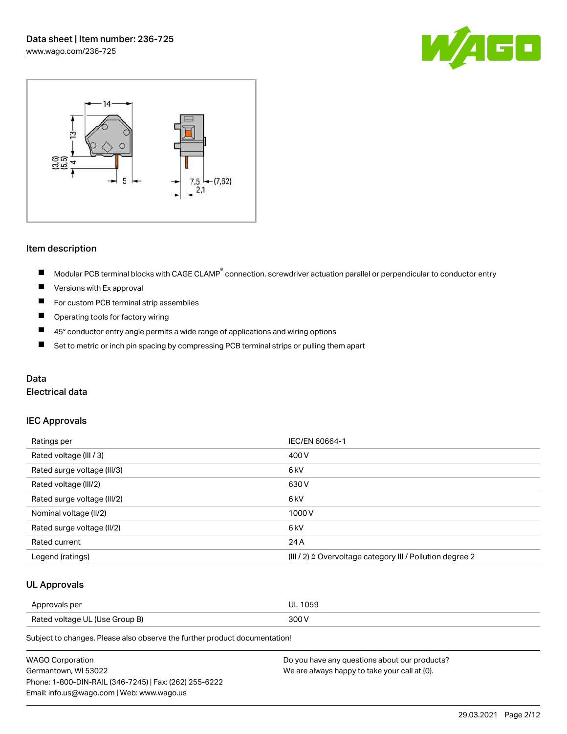## Item description

- Modular PCB terminal blocks with CAGE CLAMP® connection, screwdriver actuation parallel or perpendicular to conductor entry
- Versions with Ex approval
- For custom PCB terminal strip assemblies
- Operating tools for factory wiring
- 45° conductor entry angle permits a wide range of applications and wiring options
- Set to metric or inch pin spacing by compressing PCB terminal strips or pulling them apart

## Data

### Electrical data

#### IEC Approvals

| | |
|---|---|
| Ratings per | IEC/EN 60664-1 |
| Rated voltage (III / 3) | 400 V |
| Rated surge voltage (III/3) | 6 kV |
| Rated voltage (III/2) | 630 V |
| Rated surge voltage (III/2) | 6 kV |
| Nominal voltage (II/2) | 1000 V |
| Rated surge voltage (II/2) | 6 kV |
| Rated current | 24 A |
| Legend (ratings) | (III / 2) ≙ Overvoltage category III / Pollution degree 2 |

#### UL Approvals

| | |
|---|---|
| Approvals per | UL 1059 |
| Rated voltage UL (Use Group B) | 300 V |

Subject to changes. Please also observe the further product documentation!

WAGO Corporation
Germantown, WI 53022
Phone: 1-800-DIN-RAIL (346-7245) | Fax: (262) 255-6222
Email: info.us@wago.com | Web: www.wago.us

Do you have any questions about our products?
We are always happy to take your call at {0}.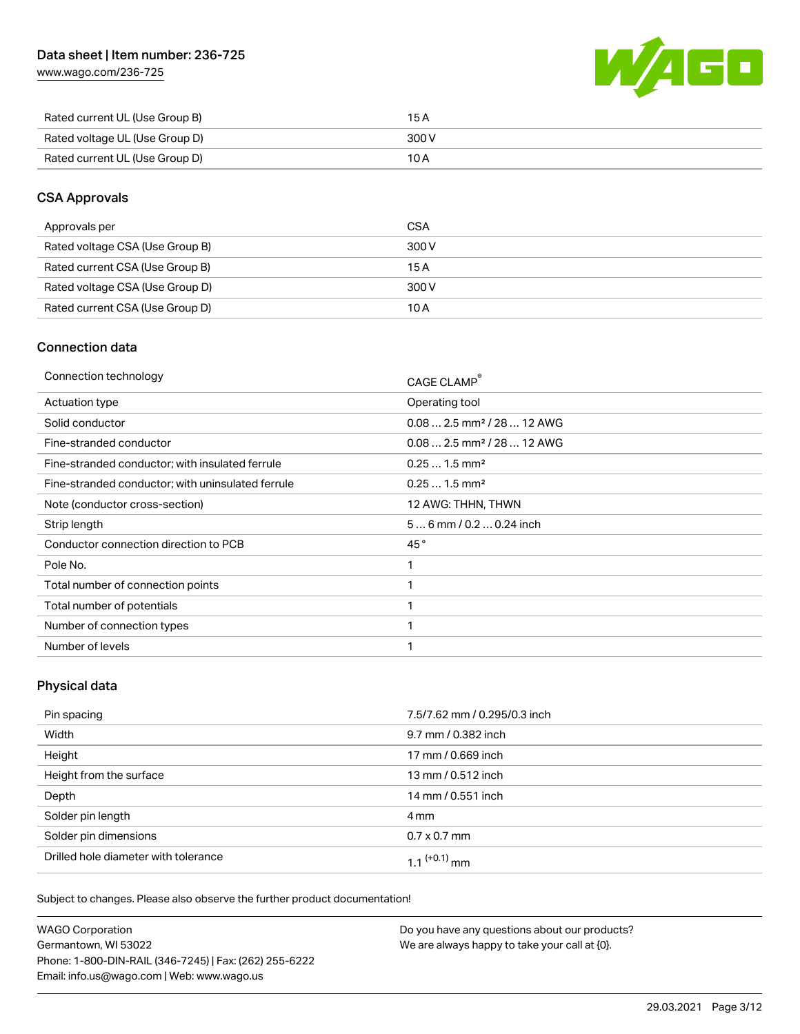| | |
|---|---|
| Rated current UL (Use Group B) | 15 A |
| Rated voltage UL (Use Group D) | 300 V |
| Rated current UL (Use Group D) | 10 A |

## CSA Approvals

| | |
|---|---|
| Approvals per | CSA |
| Rated voltage CSA (Use Group B) | 300 V |
| Rated current CSA (Use Group B) | 15 A |
| Rated voltage CSA (Use Group D) | 300 V |
| Rated current CSA (Use Group D) | 10 A |

## Connection data

| | |
|---|---|
| Connection technology | CAGE CLAMP® |
| Actuation type | Operating tool |
| Solid conductor | 0.08 … 2.5 mm² / 28 … 12 AWG |
| Fine-stranded conductor | 0.08 … 2.5 mm² / 28 … 12 AWG |
| Fine-stranded conductor; with insulated ferrule | 0.25 … 1.5 mm² |
| Fine-stranded conductor; with uninsulated ferrule | 0.25 … 1.5 mm² |
| Note (conductor cross-section) | 12 AWG: THHN, THWN |
| Strip length | 5 … 6 mm / 0.2 … 0.24 inch |
| Conductor connection direction to PCB | 45 ° |
| Pole No. | 1 |
| Total number of connection points | 1 |
| Total number of potentials | 1 |
| Number of connection types | 1 |
| Number of levels | 1 |

## Physical data

| | |
|---|---|
| Pin spacing | 7.5/7.62 mm / 0.295/0.3 inch |
| Width | 9.7 mm / 0.382 inch |
| Height | 17 mm / 0.669 inch |
| Height from the surface | 13 mm / 0.512 inch |
| Depth | 14 mm / 0.551 inch |
| Solder pin length | 4 mm |
| Solder pin dimensions | 0.7 x 0.7 mm |
| Drilled hole diameter with tolerance | $1.1^{(+0.1)}$ mm |

Subject to changes. Please also observe the further product documentation!

WAGO Corporation
Germantown, WI 53022
Phone: 1-800-DIN-RAIL (346-7245) | Fax: (262) 255-6222
Email: info.us@wago.com | Web: www.wago.us

Do you have any questions about our products?
We are always happy to take your call at {0}.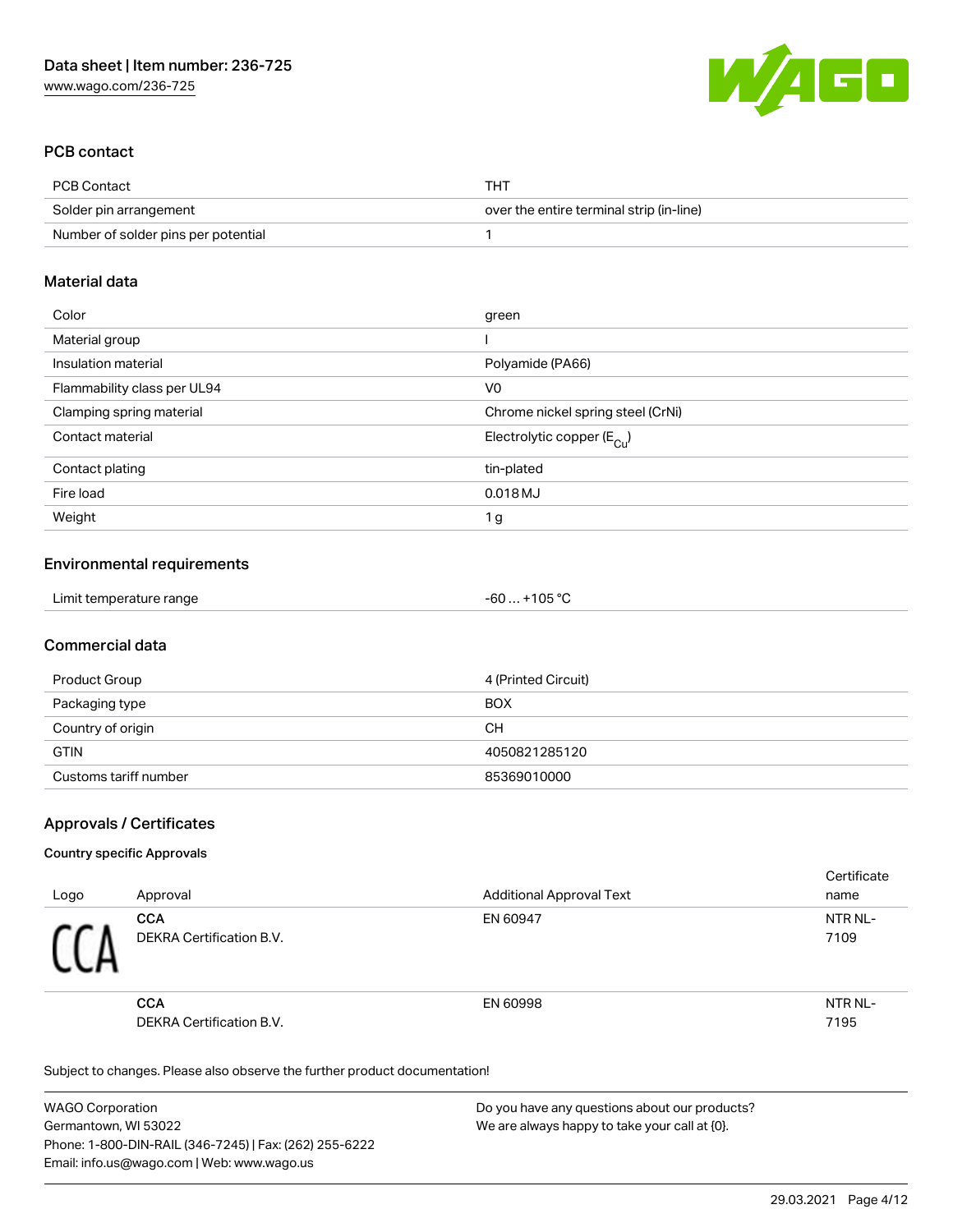## PCB contact

| PCB Contact | THT |
| --- | --- |
| Solder pin arrangement | over the entire terminal strip (in-line) |
| Number of solder pins per potential | 1 |

## Material data

| Color | green |
| --- | --- |
| Material group | I |
| Insulation material | Polyamide (PA66) |
| Flammability class per UL94 | V0 |
| Clamping spring material | Chrome nickel spring steel (CrNi) |
| Contact material | Electrolytic copper ($E_{Cu}$) |
| Contact plating | tin-plated |
| Fire load | 0.018 MJ |
| Weight | 1 g |

## Environmental requirements

| Limit temperature range | -60 … +105 °C |
| --- | --- |

## Commercial data

| Product Group | 4 (Printed Circuit) |
| --- | --- |
| Packaging type | BOX |
| Country of origin | CH |
| GTIN | 4050821285120 |
| Customs tariff number | 85369010000 |

## Approvals / Certificates

### Country specific Approvals

| Logo | Approval | Additional Approval Text | Certificate name |
| --- | --- | --- | --- |
| CCA | **CCA**<br>DEKRA Certification B.V. | EN 60947 | NTR NL-7109 |
| | **CCA**<br>DEKRA Certification B.V. | EN 60998 | NTR NL-7195 |

Subject to changes. Please also observe the further product documentation!

WAGO Corporation
Germantown, WI 53022
Phone: 1-800-DIN-RAIL (346-7245) | Fax: (262) 255-6222
Email: info.us@wago.com | Web: www.wago.us

Do you have any questions about our products?
We are always happy to take your call at {0}.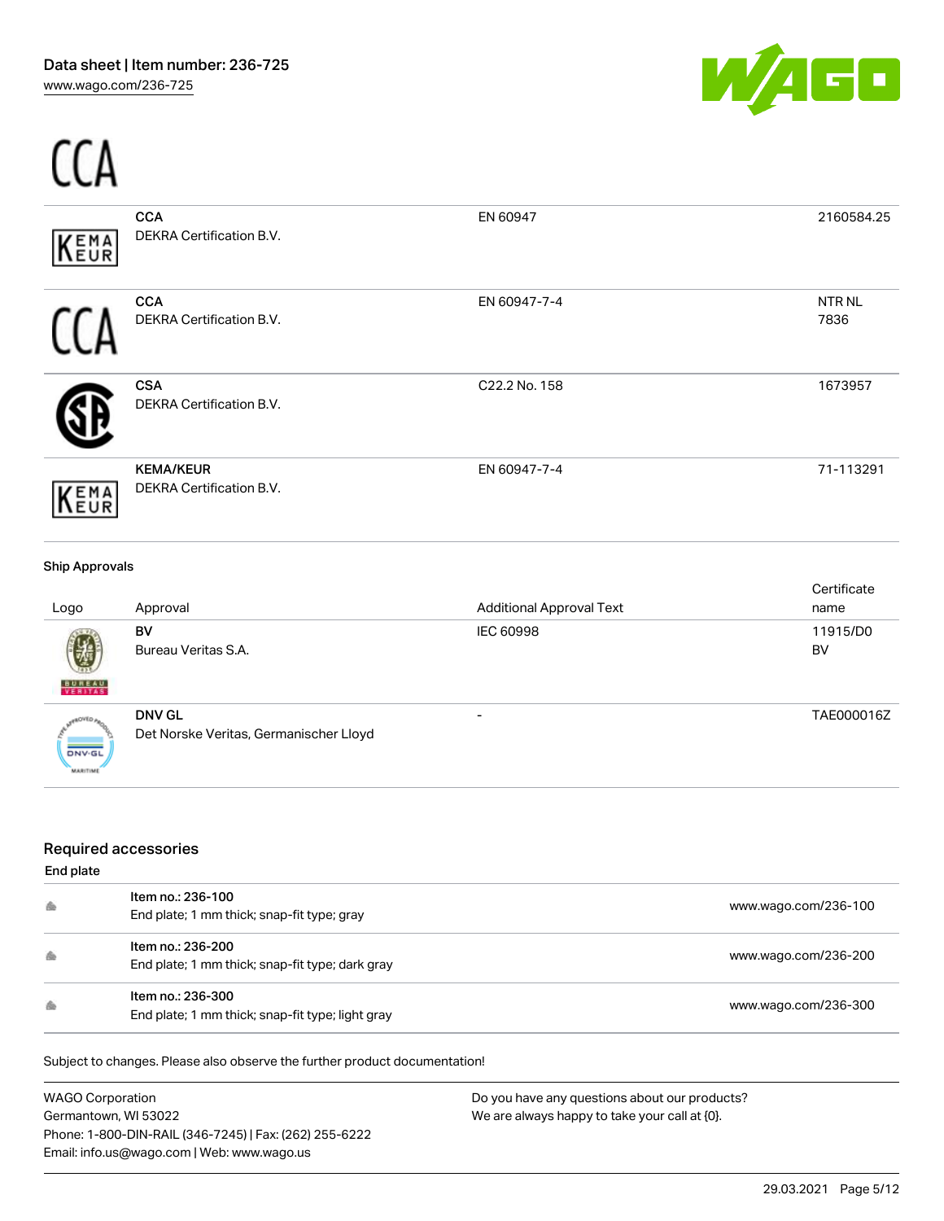| Logo | Approval | Additional Approval Text | Certificate name |
|---|---|---|---|
| | **CCA** DEKRA Certification B.V. | EN 60947 | 2160584.25 |
| | **CCA** DEKRA Certification B.V. | EN 60947-7-4 | NTR NL 7836 |
| | **CSA** DEKRA Certification B.V. | C22.2 No. 158 | 1673957 |
| | **KEMA/KEUR** DEKRA Certification B.V. | EN 60947-7-4 | 71-113291 |

**Ship Approvals**

| Logo | Approval | Additional Approval Text | Certificate name |
|---|---|---|---|
| | **BV** Bureau Veritas S.A. | IEC 60998 | 11915/D0 BV |
| | **DNV GL** Det Norske Veritas, Germanischer Lloyd | - | TAE000016Z |

## Required accessories

**End plate**

| | | |
|---|---|---|
| | Item no.: 236-100<br>End plate; 1 mm thick; snap-fit type; gray | www.wago.com/236-100 |
| | Item no.: 236-200<br>End plate; 1 mm thick; snap-fit type; dark gray | www.wago.com/236-200 |
| | Item no.: 236-300<br>End plate; 1 mm thick; snap-fit type; light gray | www.wago.com/236-300 |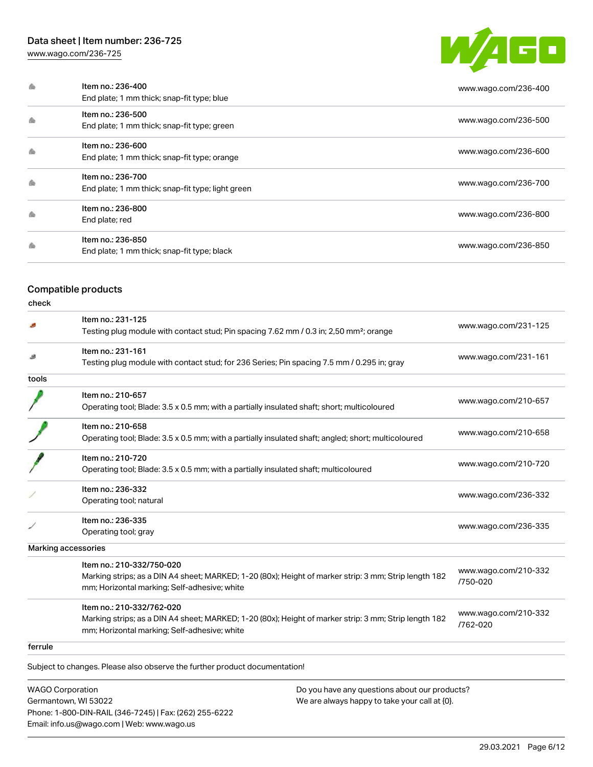| Item | URL |
|---|---|
| Item no.: 236-400<br>End plate; 1 mm thick; snap-fit type; blue | www.wago.com/236-400 |
| Item no.: 236-500<br>End plate; 1 mm thick; snap-fit type; green | www.wago.com/236-500 |
| Item no.: 236-600<br>End plate; 1 mm thick; snap-fit type; orange | www.wago.com/236-600 |
| Item no.: 236-700<br>End plate; 1 mm thick; snap-fit type; light green | www.wago.com/236-700 |
| Item no.: 236-800<br>End plate; red | www.wago.com/236-800 |
| Item no.: 236-850<br>End plate; 1 mm thick; snap-fit type; black | www.wago.com/236-850 |

## Compatible products

| | |
|---|---|
| **check** | |
| Item no.: 231-125<br>Testing plug module with contact stud; Pin spacing 7.62 mm / 0.3 in; 2,50 mm²; orange | www.wago.com/231-125 |
| Item no.: 231-161<br>Testing plug module with contact stud; for 236 Series; Pin spacing 7.5 mm / 0.295 in; gray | www.wago.com/231-161 |
| **tools** | |
| Item no.: 210-657<br>Operating tool; Blade: 3.5 x 0.5 mm; with a partially insulated shaft; short; multicoloured | www.wago.com/210-657 |
| Item no.: 210-658<br>Operating tool; Blade: 3.5 x 0.5 mm; with a partially insulated shaft; angled; short; multicoloured | www.wago.com/210-658 |
| Item no.: 210-720<br>Operating tool; Blade: 3.5 x 0.5 mm; with a partially insulated shaft; multicoloured | www.wago.com/210-720 |
| Item no.: 236-332<br>Operating tool; natural | www.wago.com/236-332 |
| Item no.: 236-335<br>Operating tool; gray | www.wago.com/236-335 |
| **Marking accessories** | |
| Item no.: 210-332/750-020<br>Marking strips; as a DIN A4 sheet; MARKED; 1-20 (80x); Height of marker strip: 3 mm; Strip length 182 mm; Horizontal marking; Self-adhesive; white | www.wago.com/210-332/750-020 |
| Item no.: 210-332/762-020<br>Marking strips; as a DIN A4 sheet; MARKED; 1-20 (80x); Height of marker strip: 3 mm; Strip length 182 mm; Horizontal marking; Self-adhesive; white | www.wago.com/210-332/762-020 |
| **ferrule** | |

Subject to changes. Please also observe the further product documentation!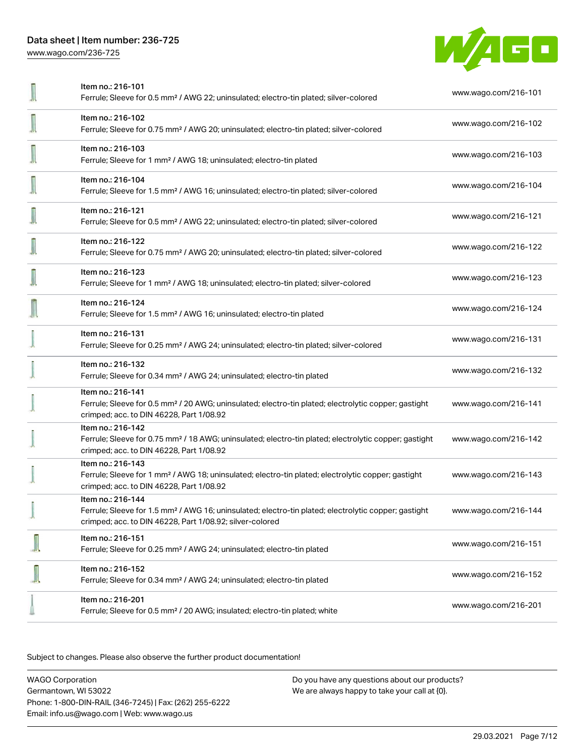| | | |
|---|---|---|
| | Item no.: 216-101<br>Ferrule; Sleeve for 0.5 mm² / AWG 22; uninsulated; electro-tin plated; silver-colored | www.wago.com/216-101 |
| | Item no.: 216-102<br>Ferrule; Sleeve for 0.75 mm² / AWG 20; uninsulated; electro-tin plated; silver-colored | www.wago.com/216-102 |
| | Item no.: 216-103<br>Ferrule; Sleeve for 1 mm² / AWG 18; uninsulated; electro-tin plated | www.wago.com/216-103 |
| | Item no.: 216-104<br>Ferrule; Sleeve for 1.5 mm² / AWG 16; uninsulated; electro-tin plated; silver-colored | www.wago.com/216-104 |
| | Item no.: 216-121<br>Ferrule; Sleeve for 0.5 mm² / AWG 22; uninsulated; electro-tin plated; silver-colored | www.wago.com/216-121 |
| | Item no.: 216-122<br>Ferrule; Sleeve for 0.75 mm² / AWG 20; uninsulated; electro-tin plated; silver-colored | www.wago.com/216-122 |
| | Item no.: 216-123<br>Ferrule; Sleeve for 1 mm² / AWG 18; uninsulated; electro-tin plated; silver-colored | www.wago.com/216-123 |
| | Item no.: 216-124<br>Ferrule; Sleeve for 1.5 mm² / AWG 16; uninsulated; electro-tin plated | www.wago.com/216-124 |
| | Item no.: 216-131<br>Ferrule; Sleeve for 0.25 mm² / AWG 24; uninsulated; electro-tin plated; silver-colored | www.wago.com/216-131 |
| | Item no.: 216-132<br>Ferrule; Sleeve for 0.34 mm² / AWG 24; uninsulated; electro-tin plated | www.wago.com/216-132 |
| | Item no.: 216-141<br>Ferrule; Sleeve for 0.5 mm² / 20 AWG; uninsulated; electro-tin plated; electrolytic copper; gastight crimped; acc. to DIN 46228, Part 1/08.92 | www.wago.com/216-141 |
| | Item no.: 216-142<br>Ferrule; Sleeve for 0.75 mm² / 18 AWG; uninsulated; electro-tin plated; electrolytic copper; gastight crimped; acc. to DIN 46228, Part 1/08.92 | www.wago.com/216-142 |
| | Item no.: 216-143<br>Ferrule; Sleeve for 1 mm² / AWG 18; uninsulated; electro-tin plated; electrolytic copper; gastight crimped; acc. to DIN 46228, Part 1/08.92 | www.wago.com/216-143 |
| | Item no.: 216-144<br>Ferrule; Sleeve for 1.5 mm² / AWG 16; uninsulated; electro-tin plated; electrolytic copper; gastight crimped; acc. to DIN 46228, Part 1/08.92; silver-colored | www.wago.com/216-144 |
| | Item no.: 216-151<br>Ferrule; Sleeve for 0.25 mm² / AWG 24; uninsulated; electro-tin plated | www.wago.com/216-151 |
| | Item no.: 216-152<br>Ferrule; Sleeve for 0.34 mm² / AWG 24; uninsulated; electro-tin plated | www.wago.com/216-152 |
| | Item no.: 216-201<br>Ferrule; Sleeve for 0.5 mm² / 20 AWG; insulated; electro-tin plated; white | www.wago.com/216-201 |

Subject to changes. Please also observe the further product documentation!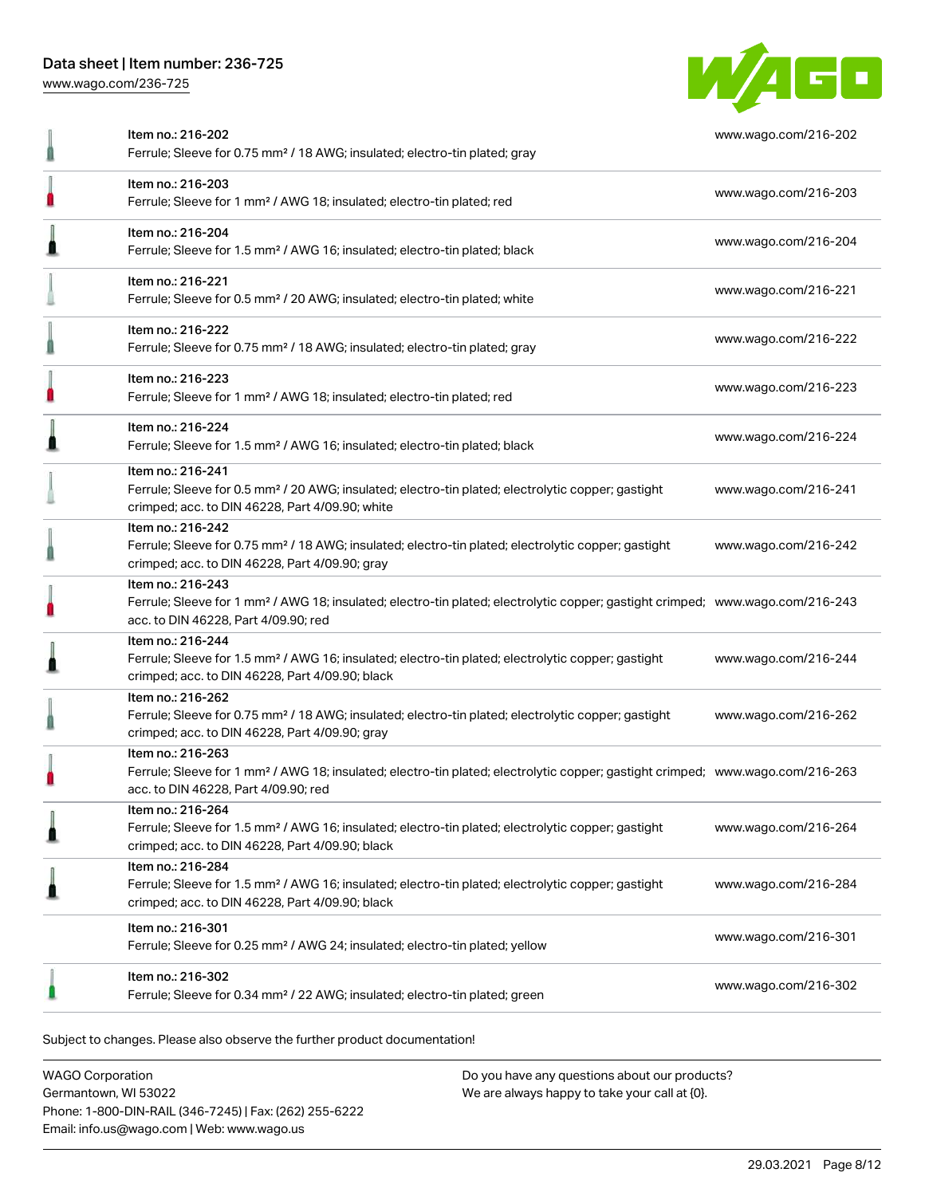| | |
|---|---|
| Item no.: 216-202<br>Ferrule; Sleeve for 0.75 mm² / 18 AWG; insulated; electro-tin plated; gray | www.wago.com/216-202 |
| Item no.: 216-203<br>Ferrule; Sleeve for 1 mm² / AWG 18; insulated; electro-tin plated; red | www.wago.com/216-203 |
| Item no.: 216-204<br>Ferrule; Sleeve for 1.5 mm² / AWG 16; insulated; electro-tin plated; black | www.wago.com/216-204 |
| Item no.: 216-221<br>Ferrule; Sleeve for 0.5 mm² / 20 AWG; insulated; electro-tin plated; white | www.wago.com/216-221 |
| Item no.: 216-222<br>Ferrule; Sleeve for 0.75 mm² / 18 AWG; insulated; electro-tin plated; gray | www.wago.com/216-222 |
| Item no.: 216-223<br>Ferrule; Sleeve for 1 mm² / AWG 18; insulated; electro-tin plated; red | www.wago.com/216-223 |
| Item no.: 216-224<br>Ferrule; Sleeve for 1.5 mm² / AWG 16; insulated; electro-tin plated; black | www.wago.com/216-224 |
| Item no.: 216-241<br>Ferrule; Sleeve for 0.5 mm² / 20 AWG; insulated; electro-tin plated; electrolytic copper; gastight crimped; acc. to DIN 46228, Part 4/09.90; white | www.wago.com/216-241 |
| Item no.: 216-242<br>Ferrule; Sleeve for 0.75 mm² / 18 AWG; insulated; electro-tin plated; electrolytic copper; gastight crimped; acc. to DIN 46228, Part 4/09.90; gray | www.wago.com/216-242 |
| Item no.: 216-243<br>Ferrule; Sleeve for 1 mm² / AWG 18; insulated; electro-tin plated; electrolytic copper; gastight crimped; acc. to DIN 46228, Part 4/09.90; red | www.wago.com/216-243 |
| Item no.: 216-244<br>Ferrule; Sleeve for 1.5 mm² / AWG 16; insulated; electro-tin plated; electrolytic copper; gastight crimped; acc. to DIN 46228, Part 4/09.90; black | www.wago.com/216-244 |
| Item no.: 216-262<br>Ferrule; Sleeve for 0.75 mm² / 18 AWG; insulated; electro-tin plated; electrolytic copper; gastight crimped; acc. to DIN 46228, Part 4/09.90; gray | www.wago.com/216-262 |
| Item no.: 216-263<br>Ferrule; Sleeve for 1 mm² / AWG 18; insulated; electro-tin plated; electrolytic copper; gastight crimped; acc. to DIN 46228, Part 4/09.90; red | www.wago.com/216-263 |
| Item no.: 216-264<br>Ferrule; Sleeve for 1.5 mm² / AWG 16; insulated; electro-tin plated; electrolytic copper; gastight crimped; acc. to DIN 46228, Part 4/09.90; black | www.wago.com/216-264 |
| Item no.: 216-284<br>Ferrule; Sleeve for 1.5 mm² / AWG 16; insulated; electro-tin plated; electrolytic copper; gastight crimped; acc. to DIN 46228, Part 4/09.90; black | www.wago.com/216-284 |
| Item no.: 216-301<br>Ferrule; Sleeve for 0.25 mm² / AWG 24; insulated; electro-tin plated; yellow | www.wago.com/216-301 |
| Item no.: 216-302<br>Ferrule; Sleeve for 0.34 mm² / 22 AWG; insulated; electro-tin plated; green | www.wago.com/216-302 |

Subject to changes. Please also observe the further product documentation!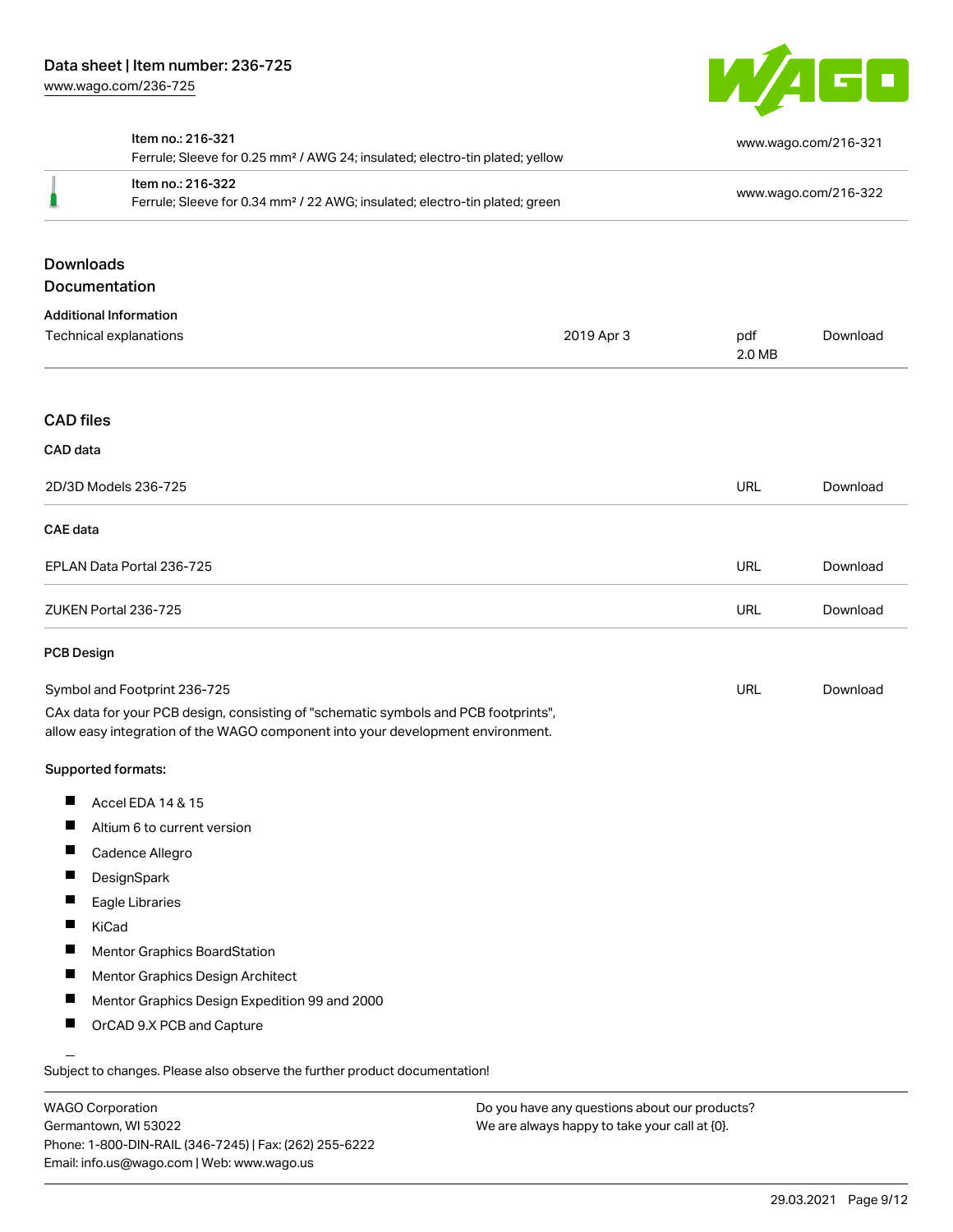| | Item no.: 216-321<br>Ferrule; Sleeve for 0.25 mm² / AWG 24; insulated; electro-tin plated; yellow | www.wago.com/216-321 |
|---|---|---|
| | Item no.: 216-322<br>Ferrule; Sleeve for 0.34 mm² / 22 AWG; insulated; electro-tin plated; green | www.wago.com/216-322 |

## Downloads

### Documentation

#### Additional Information

| | | | |
|---|---|---|---|
| Technical explanations | 2019 Apr 3 | pdf<br>2.0 MB | Download |

### CAD files

#### CAD data

| | | |
|---|---|---|
| 2D/3D Models 236-725 | URL | Download |

#### CAE data

| | | |
|---|---|---|
| EPLAN Data Portal 236-725 | URL | Download |
| ZUKEN Portal 236-725 | URL | Download |

#### PCB Design

| | | |
|---|---|---|
| Symbol and Footprint 236-725 | URL | Download |

CAx data for your PCB design, consisting of "schematic symbols and PCB footprints", allow easy integration of the WAGO component into your development environment.

**Supported formats:**

- Accel EDA 14 & 15
- Altium 6 to current version
- Cadence Allegro
- DesignSpark
- Eagle Libraries
- KiCad
- Mentor Graphics BoardStation
- Mentor Graphics Design Architect
- Mentor Graphics Design Expedition 99 and 2000
- OrCAD 9.X PCB and Capture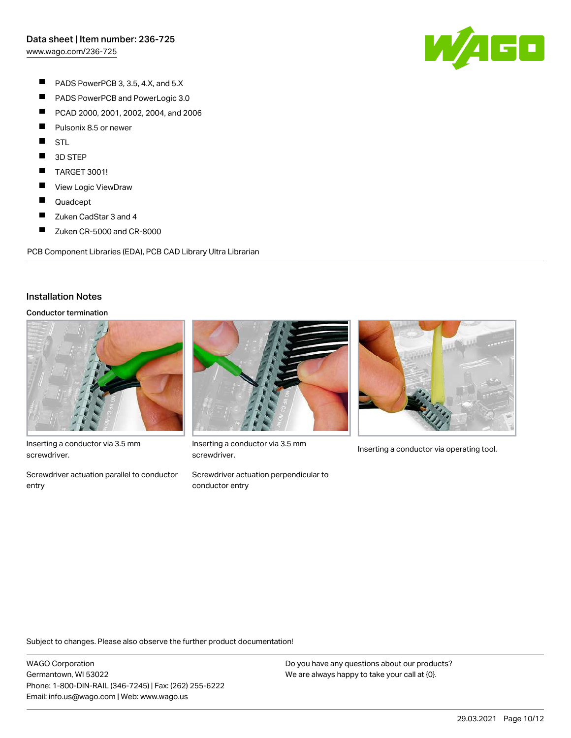- PADS PowerPCB 3, 3.5, 4.X, and 5.X
- PADS PowerPCB and PowerLogic 3.0
- PCAD 2000, 2001, 2002, 2004, and 2006
- Pulsonix 8.5 or newer
- STL
- 3D STEP
- TARGET 3001!
- View Logic ViewDraw
- Quadcept
- Zuken CadStar 3 and 4
- Zuken CR-5000 and CR-8000

PCB Component Libraries (EDA), PCB CAD Library Ultra Librarian

## Installation Notes

### Conductor termination

Inserting a conductor via 3.5 mm screwdriver.

Screwdriver actuation parallel to conductor entry

Inserting a conductor via 3.5 mm screwdriver.

Screwdriver actuation perpendicular to conductor entry

Inserting a conductor via operating tool.

Subject to changes. Please also observe the further product documentation!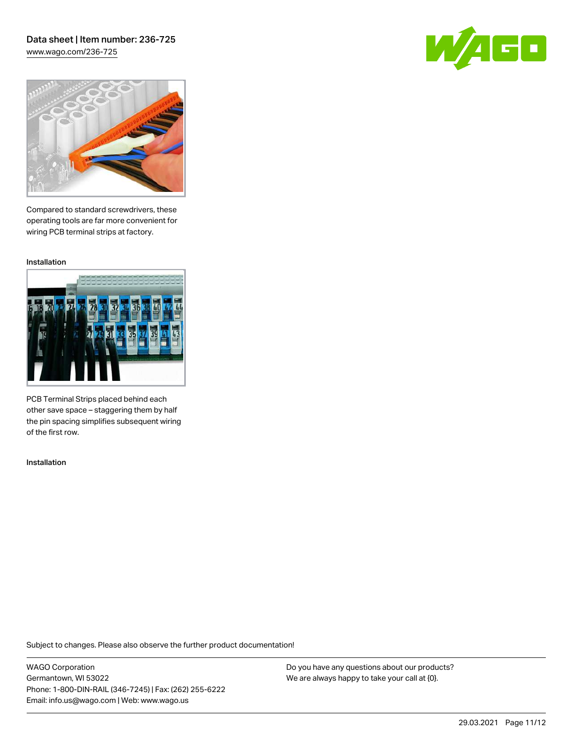Compared to standard screwdrivers, these operating tools are far more convenient for wiring PCB terminal strips at factory.

Installation

PCB Terminal Strips placed behind each other save space – staggering them by half the pin spacing simplifies subsequent wiring of the first row.

Installation

Subject to changes. Please also observe the further product documentation!

WAGO Corporation
Germantown, WI 53022
Phone: 1-800-DIN-RAIL (346-7245) | Fax: (262) 255-6222
Email: info.us@wago.com | Web: www.wago.us

Do you have any questions about our products?
We are always happy to take your call at {0}.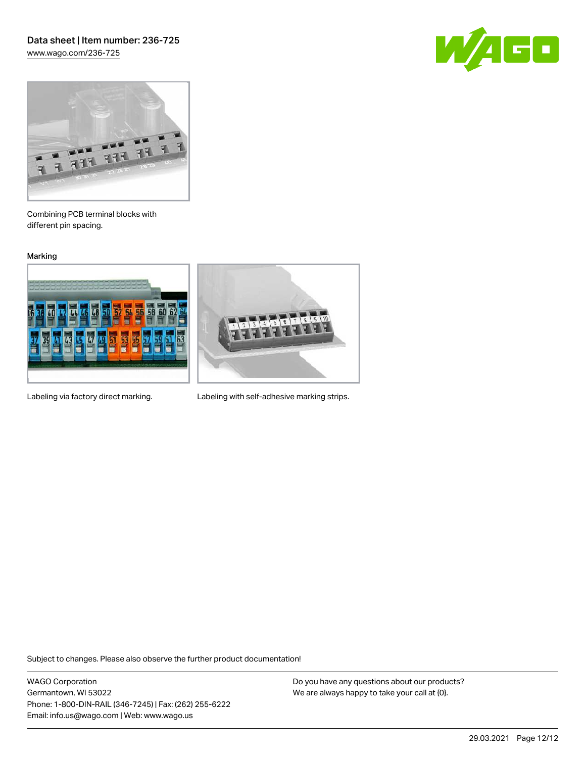Combining PCB terminal blocks with different pin spacing.

Marking

Labeling via factory direct marking.

Labeling with self-adhesive marking strips.

Subject to changes. Please also observe the further product documentation!

WAGO Corporation
Germantown, WI 53022
Phone: 1-800-DIN-RAIL (346-7245) | Fax: (262) 255-6222
Email: info.us@wago.com | Web: www.wago.us

Do you have any questions about our products?
We are always happy to take your call at {0}.